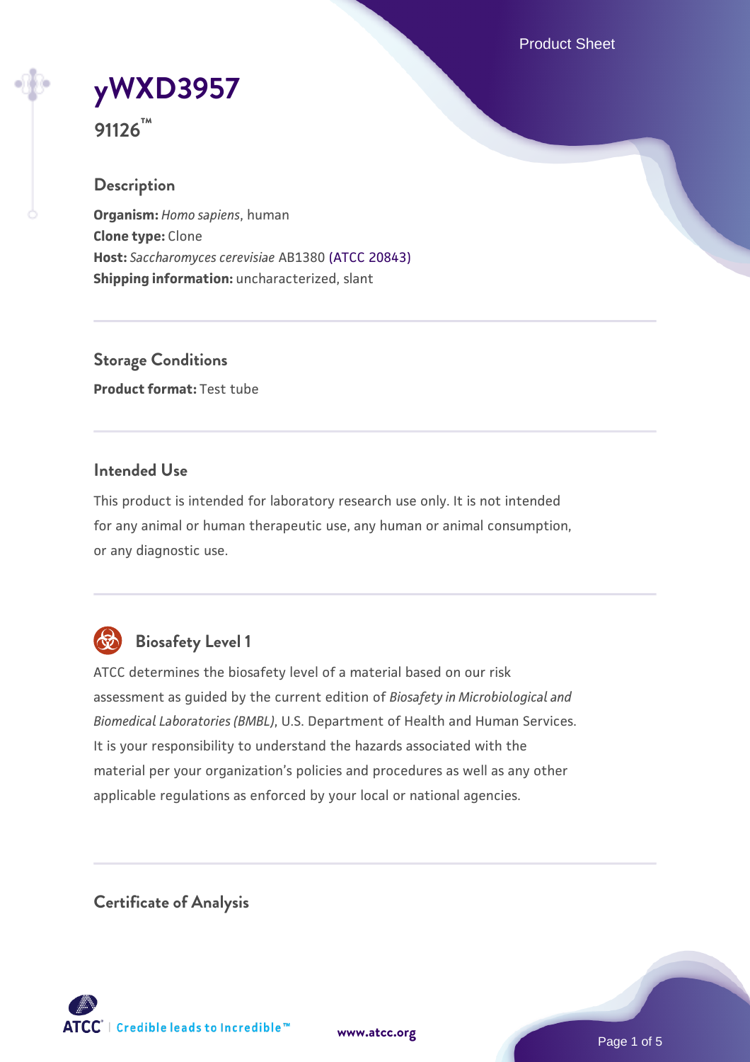# yWXD3957

**91126™**

## Description

**Organism:** *Homo sapiens*, human
**Clone type:** Clone
**Host:** *Saccharomyces cerevisiae* AB1380 (ATCC 20843)
**Shipping information:** uncharacterized, slant

## Storage Conditions

**Product format:** Test tube

## Intended Use

This product is intended for laboratory research use only. It is not intended for any animal or human therapeutic use, any human or animal consumption, or any diagnostic use.

## Biosafety Level 1

ATCC determines the biosafety level of a material based on our risk assessment as guided by the current edition of *Biosafety in Microbiological and Biomedical Laboratories (BMBL)*, U.S. Department of Health and Human Services. It is your responsibility to understand the hazards associated with the material per your organization's policies and procedures as well as any other applicable regulations as enforced by your local or national agencies.

## Certificate of Analysis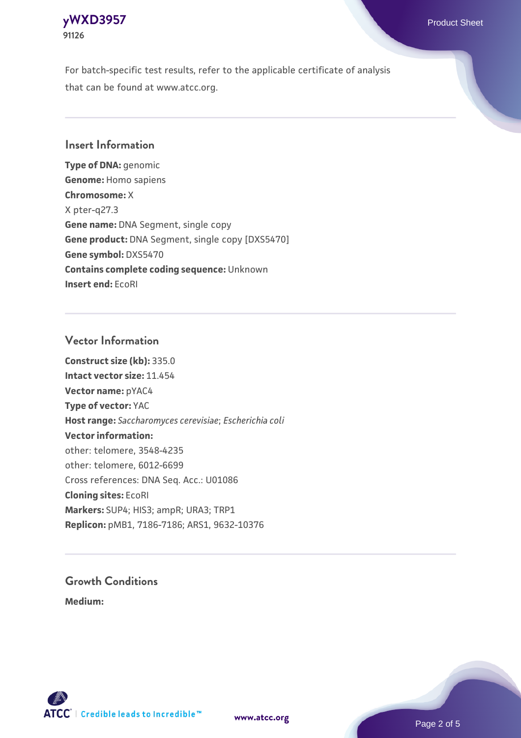For batch-specific test results, refer to the applicable certificate of analysis that can be found at www.atcc.org.

## Insert Information

**Type of DNA:** genomic
**Genome:** Homo sapiens
**Chromosome:** X
X pter-q27.3
**Gene name:** DNA Segment, single copy
**Gene product:** DNA Segment, single copy [DXS5470]
**Gene symbol:** DXS5470
**Contains complete coding sequence:** Unknown
**Insert end:** EcoRI

## Vector Information

**Construct size (kb):** 335.0
**Intact vector size:** 11.454
**Vector name:** pYAC4
**Type of vector:** YAC
**Host range:** *Saccharomyces cerevisiae*; *Escherichia coli*
**Vector information:**
other: telomere, 3548-4235
other: telomere, 6012-6699
Cross references: DNA Seq. Acc.: U01086
**Cloning sites:** EcoRI
**Markers:** SUP4; HIS3; ampR; URA3; TRP1
**Replicon:** pMB1, 7186-7186; ARS1, 9632-10376

## Growth Conditions

**Medium:**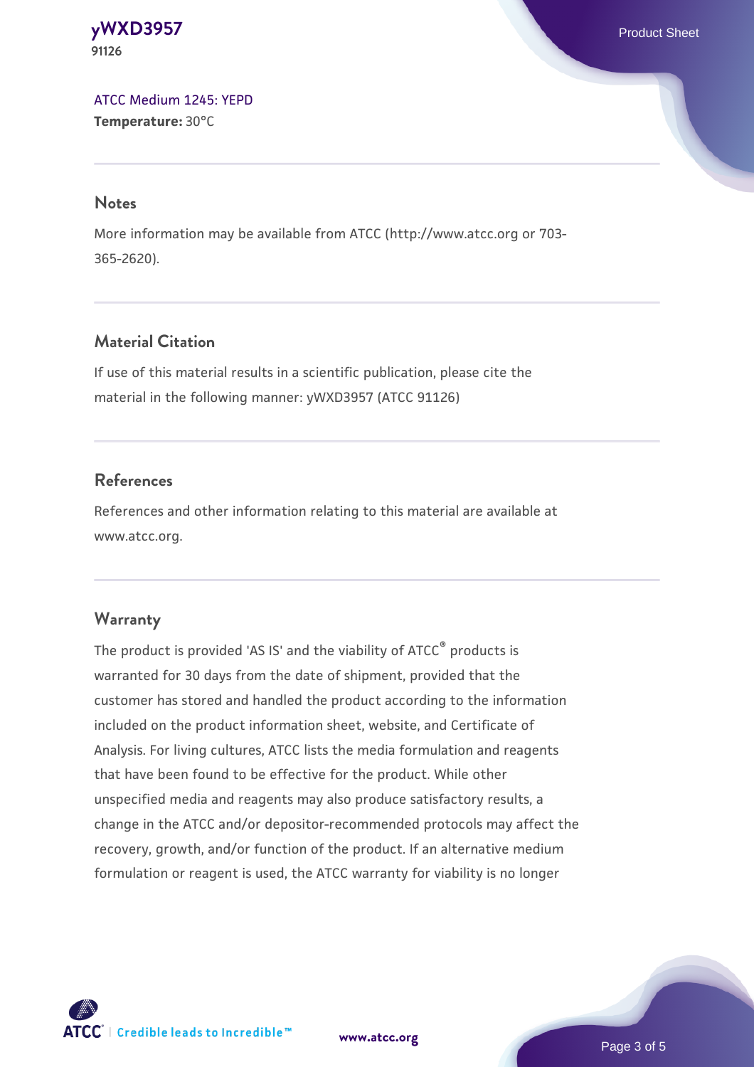ATCC Medium 1245: YEPD
**Temperature:** 30°C

## Notes

More information may be available from ATCC (http://www.atcc.org or 703-365-2620).

## Material Citation

If use of this material results in a scientific publication, please cite the material in the following manner: yWXD3957 (ATCC 91126)

## References

References and other information relating to this material are available at www.atcc.org.

## Warranty

The product is provided 'AS IS' and the viability of ATCC® products is warranted for 30 days from the date of shipment, provided that the customer has stored and handled the product according to the information included on the product information sheet, website, and Certificate of Analysis. For living cultures, ATCC lists the media formulation and reagents that have been found to be effective for the product. While other unspecified media and reagents may also produce satisfactory results, a change in the ATCC and/or depositor-recommended protocols may affect the recovery, growth, and/or function of the product. If an alternative medium formulation or reagent is used, the ATCC warranty for viability is no longer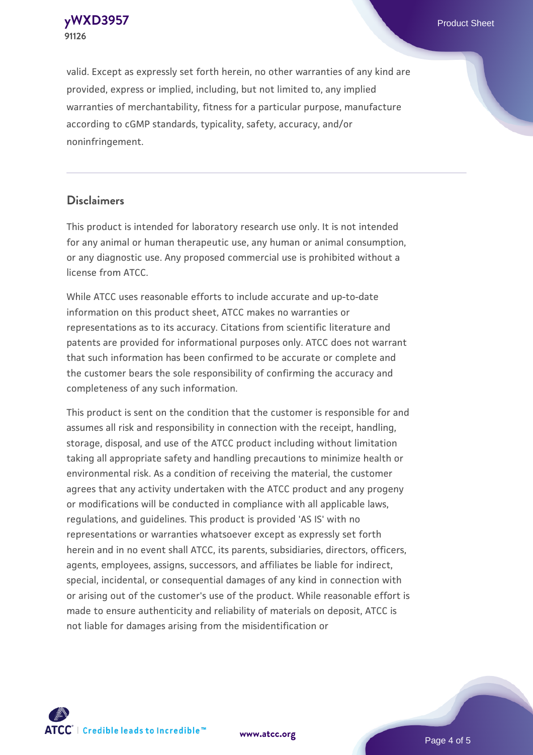valid. Except as expressly set forth herein, no other warranties of any kind are provided, express or implied, including, but not limited to, any implied warranties of merchantability, fitness for a particular purpose, manufacture according to cGMP standards, typicality, safety, accuracy, and/or noninfringement.

## Disclaimers

This product is intended for laboratory research use only. It is not intended for any animal or human therapeutic use, any human or animal consumption, or any diagnostic use. Any proposed commercial use is prohibited without a license from ATCC.

While ATCC uses reasonable efforts to include accurate and up-to-date information on this product sheet, ATCC makes no warranties or representations as to its accuracy. Citations from scientific literature and patents are provided for informational purposes only. ATCC does not warrant that such information has been confirmed to be accurate or complete and the customer bears the sole responsibility of confirming the accuracy and completeness of any such information.

This product is sent on the condition that the customer is responsible for and assumes all risk and responsibility in connection with the receipt, handling, storage, disposal, and use of the ATCC product including without limitation taking all appropriate safety and handling precautions to minimize health or environmental risk. As a condition of receiving the material, the customer agrees that any activity undertaken with the ATCC product and any progeny or modifications will be conducted in compliance with all applicable laws, regulations, and guidelines. This product is provided 'AS IS' with no representations or warranties whatsoever except as expressly set forth herein and in no event shall ATCC, its parents, subsidiaries, directors, officers, agents, employees, assigns, successors, and affiliates be liable for indirect, special, incidental, or consequential damages of any kind in connection with or arising out of the customer's use of the product. While reasonable effort is made to ensure authenticity and reliability of materials on deposit, ATCC is not liable for damages arising from the misidentification or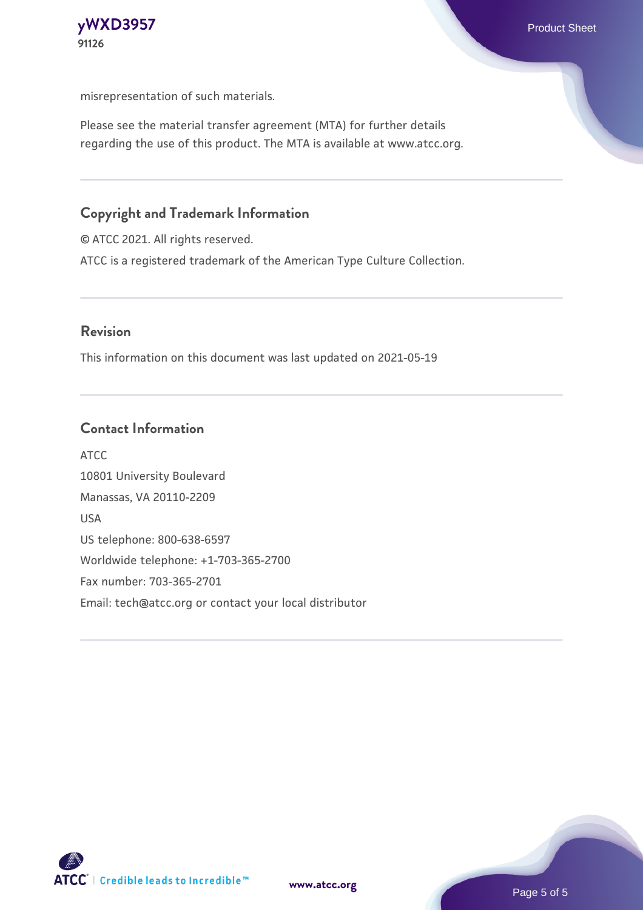misrepresentation of such materials.

Please see the material transfer agreement (MTA) for further details regarding the use of this product. The MTA is available at www.atcc.org.

## Copyright and Trademark Information

© ATCC 2021. All rights reserved.

ATCC is a registered trademark of the American Type Culture Collection.

## Revision

This information on this document was last updated on 2021-05-19

## Contact Information

ATCC
10801 University Boulevard
Manassas, VA 20110-2209
USA
US telephone: 800-638-6597
Worldwide telephone: +1-703-365-2700
Fax number: 703-365-2701
Email: tech@atcc.org or contact your local distributor